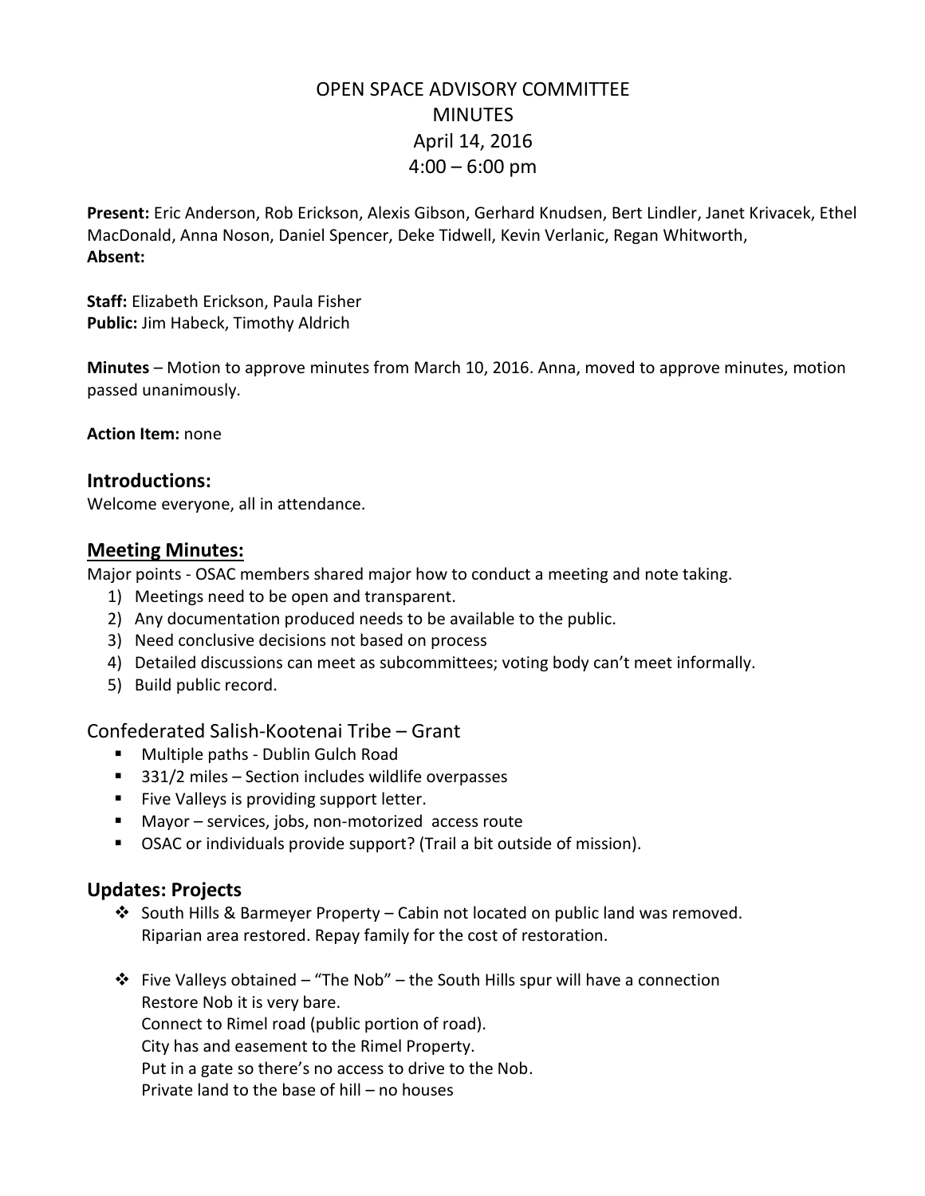# OPEN SPACE ADVISORY COMMITTEE
# MINUTES
# April 14, 2016
# 4:00 – 6:00 pm

**Present:** Eric Anderson, Rob Erickson, Alexis Gibson, Gerhard Knudsen, Bert Lindler, Janet Krivacek, Ethel MacDonald, Anna Noson, Daniel Spencer, Deke Tidwell, Kevin Verlanic, Regan Whitworth,
**Absent:**

**Staff:** Elizabeth Erickson, Paula Fisher
**Public:** Jim Habeck, Timothy Aldrich

**Minutes** – Motion to approve minutes from March 10, 2016. Anna, moved to approve minutes, motion passed unanimously.

**Action Item:** none

## Introductions:

Welcome everyone, all in attendance.

## Meeting Minutes:

Major points - OSAC members shared major how to conduct a meeting and note taking.

1) Meetings need to be open and transparent.
2) Any documentation produced needs to be available to the public.
3) Need conclusive decisions not based on process
4) Detailed discussions can meet as subcommittees; voting body can't meet informally.
5) Build public record.

### Confederated Salish-Kootenai Tribe – Grant

- Multiple paths - Dublin Gulch Road
- 331/2 miles – Section includes wildlife overpasses
- Five Valleys is providing support letter.
- Mayor – services, jobs, non-motorized access route
- OSAC or individuals provide support? (Trail a bit outside of mission).

## Updates: Projects

- South Hills & Barmeyer Property – Cabin not located on public land was removed.
  Riparian area restored. Repay family for the cost of restoration.

- Five Valleys obtained – "The Nob" – the South Hills spur will have a connection
  Restore Nob it is very bare.
  Connect to Rimel road (public portion of road).
  City has and easement to the Rimel Property.
  Put in a gate so there's no access to drive to the Nob.
  Private land to the base of hill – no houses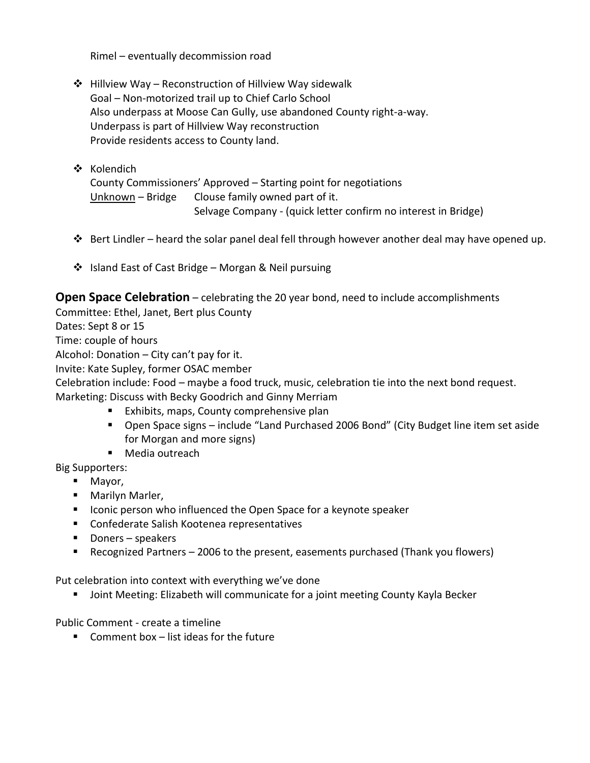Rimel – eventually decommission road

- Hillview Way – Reconstruction of Hillview Way sidewalk
  Goal – Non-motorized trail up to Chief Carlo School
  Also underpass at Moose Can Gully, use abandoned County right-a-way.
  Underpass is part of Hillview Way reconstruction
  Provide residents access to County land.

- Kolendich
  County Commissioners' Approved – Starting point for negotiations
  <u>Unknown</u> – Bridge Clouse family owned part of it.
  Selvage Company - (quick letter confirm no interest in Bridge)

- Bert Lindler – heard the solar panel deal fell through however another deal may have opened up.

- Island East of Cast Bridge – Morgan & Neil pursuing

**Open Space Celebration** – celebrating the 20 year bond, need to include accomplishments

Committee: Ethel, Janet, Bert plus County

Dates: Sept 8 or 15

Time: couple of hours

Alcohol: Donation – City can't pay for it.

Invite: Kate Supley, former OSAC member

Celebration include: Food – maybe a food truck, music, celebration tie into the next bond request.

Marketing: Discuss with Becky Goodrich and Ginny Merriam

- Exhibits, maps, County comprehensive plan
- Open Space signs – include "Land Purchased 2006 Bond" (City Budget line item set aside for Morgan and more signs)
- Media outreach

Big Supporters:

- Mayor,
- Marilyn Marler,
- Iconic person who influenced the Open Space for a keynote speaker
- Confederate Salish Kootenea representatives
- Doners – speakers
- Recognized Partners – 2006 to the present, easements purchased (Thank you flowers)

Put celebration into context with everything we've done

- Joint Meeting: Elizabeth will communicate for a joint meeting County Kayla Becker

Public Comment - create a timeline

- Comment box – list ideas for the future